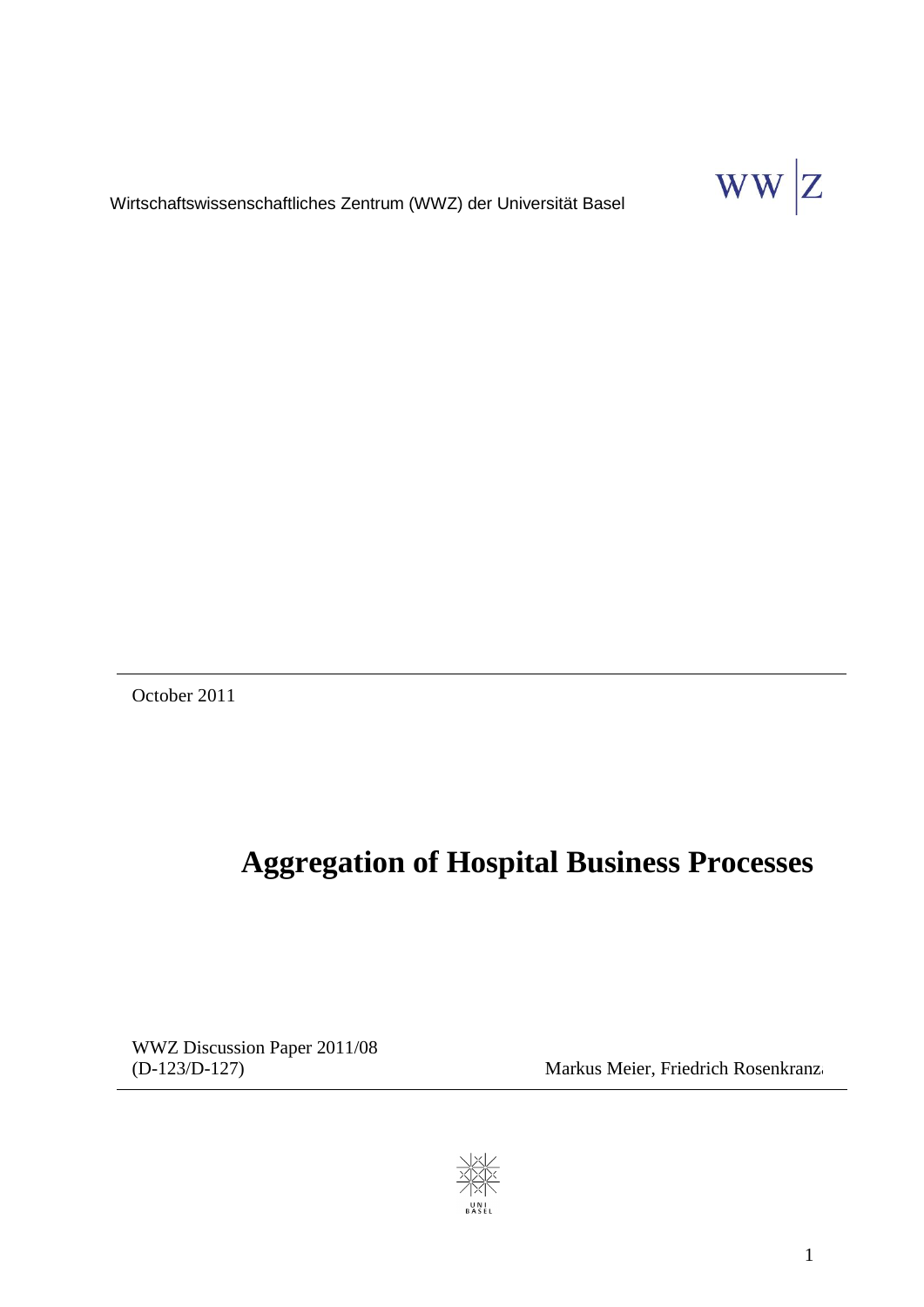Wirtschaftswissenschaftliches Zentrum (WWZ) der Universität Basel

October 2011

# Aggregation of Hospital Business Processes

WWZ Discussion Paper 2011/08
(D-123/D-127)

Markus Meier, Friedrich Rosenkranz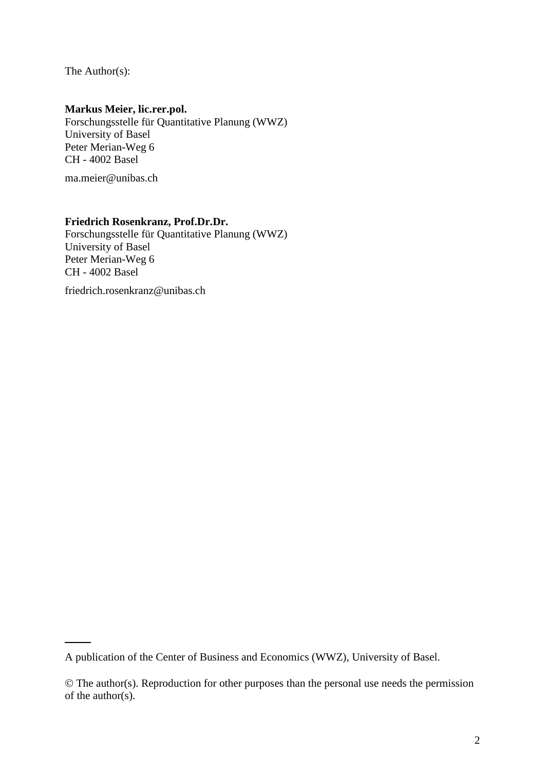The Author(s):

**Markus Meier, lic.rer.pol.**
Forschungsstelle für Quantitative Planung (WWZ)
University of Basel
Peter Merian-Weg 6
CH - 4002 Basel

ma.meier@unibas.ch

**Friedrich Rosenkranz, Prof.Dr.Dr.**
Forschungsstelle für Quantitative Planung (WWZ)
University of Basel
Peter Merian-Weg 6
CH - 4002 Basel

friedrich.rosenkranz@unibas.ch

---

A publication of the Center of Business and Economics (WWZ), University of Basel.

© The author(s). Reproduction for other purposes than the personal use needs the permission of the author(s).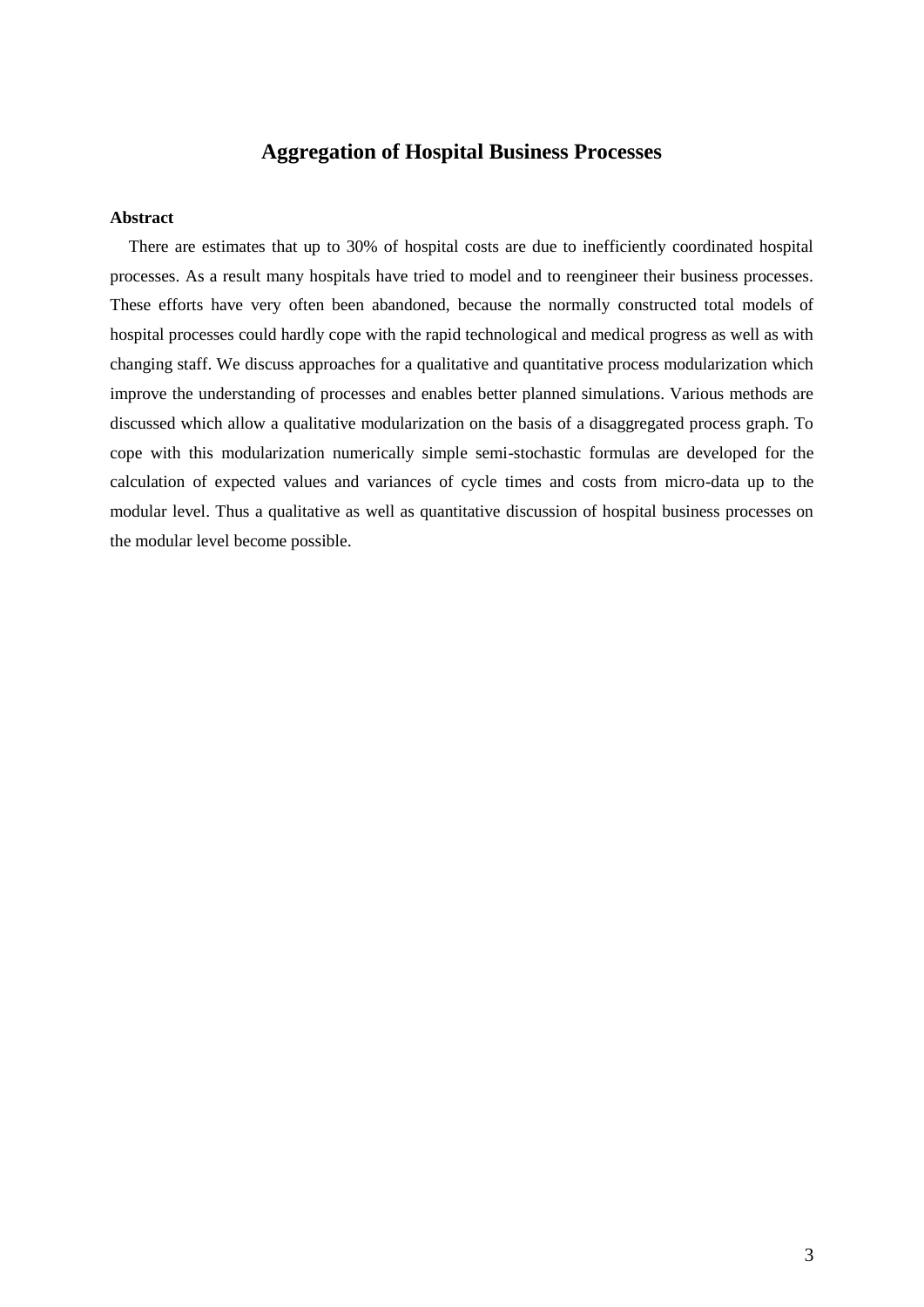# Aggregation of Hospital Business Processes

**Abstract**

There are estimates that up to 30% of hospital costs are due to inefficiently coordinated hospital processes. As a result many hospitals have tried to model and to reengineer their business processes. These efforts have very often been abandoned, because the normally constructed total models of hospital processes could hardly cope with the rapid technological and medical progress as well as with changing staff. We discuss approaches for a qualitative and quantitative process modularization which improve the understanding of processes and enables better planned simulations. Various methods are discussed which allow a qualitative modularization on the basis of a disaggregated process graph. To cope with this modularization numerically simple semi-stochastic formulas are developed for the calculation of expected values and variances of cycle times and costs from micro-data up to the modular level. Thus a qualitative as well as quantitative discussion of hospital business processes on the modular level become possible.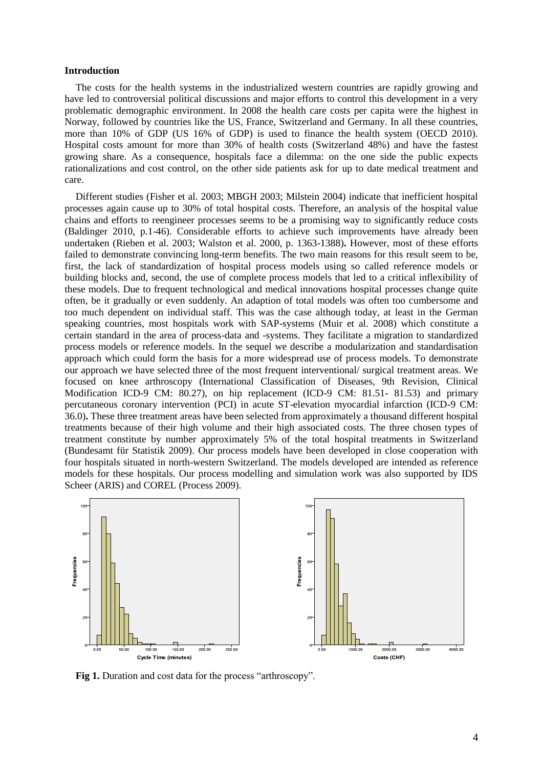## Introduction

The costs for the health systems in the industrialized western countries are rapidly growing and have led to controversial political discussions and major efforts to control this development in a very problematic demographic environment. In 2008 the health care costs per capita were the highest in Norway, followed by countries like the US, France, Switzerland and Germany. In all these countries, more than 10% of GDP (US 16% of GDP) is used to finance the health system (OECD 2010). Hospital costs amount for more than 30% of health costs (Switzerland 48%) and have the fastest growing share. As a consequence, hospitals face a dilemma: on the one side the public expects rationalizations and cost control, on the other side patients ask for up to date medical treatment and care.

Different studies (Fisher et al. 2003; MBGH 2003; Milstein 2004) indicate that inefficient hospital processes again cause up to 30% of total hospital costs. Therefore, an analysis of the hospital value chains and efforts to reengineer processes seems to be a promising way to significantly reduce costs (Baldinger 2010, p.1-46). Considerable efforts to achieve such improvements have already been undertaken (Rieben et al. 2003; Walston et al. 2000, p. 1363-1388)**.** However, most of these efforts failed to demonstrate convincing long-term benefits. The two main reasons for this result seem to be, first, the lack of standardization of hospital process models using so called reference models or building blocks and, second, the use of complete process models that led to a critical inflexibility of these models. Due to frequent technological and medical innovations hospital processes change quite often, be it gradually or even suddenly. An adaption of total models was often too cumbersome and too much dependent on individual staff. This was the case although today, at least in the German speaking countries, most hospitals work with SAP-systems (Muir et al. 2008) which constitute a certain standard in the area of process-data and -systems. They facilitate a migration to standardized process models or reference models. In the sequel we describe a modularization and standardisation approach which could form the basis for a more widespread use of process models. To demonstrate our approach we have selected three of the most frequent interventional/ surgical treatment areas. We focused on knee arthroscopy (International Classification of Diseases, 9th Revision, Clinical Modification ICD-9 CM: 80.27), on hip replacement (ICD-9 CM: 81.51- 81.53) and primary percutaneous coronary intervention (PCI) in acute ST-elevation myocardial infarction (ICD-9 CM: 36.0)**.** These three treatment areas have been selected from approximately a thousand different hospital treatments because of their high volume and their high associated costs. The three chosen types of treatment constitute by number approximately 5% of the total hospital treatments in Switzerland (Bundesamt für Statistik 2009). Our process models have been developed in close cooperation with four hospitals situated in north-western Switzerland. The models developed are intended as reference models for these hospitals. Our process modelling and simulation work was also supported by IDS Scheer (ARIS) and COREL (Process 2009).

**Fig 1.** Duration and cost data for the process "arthroscopy".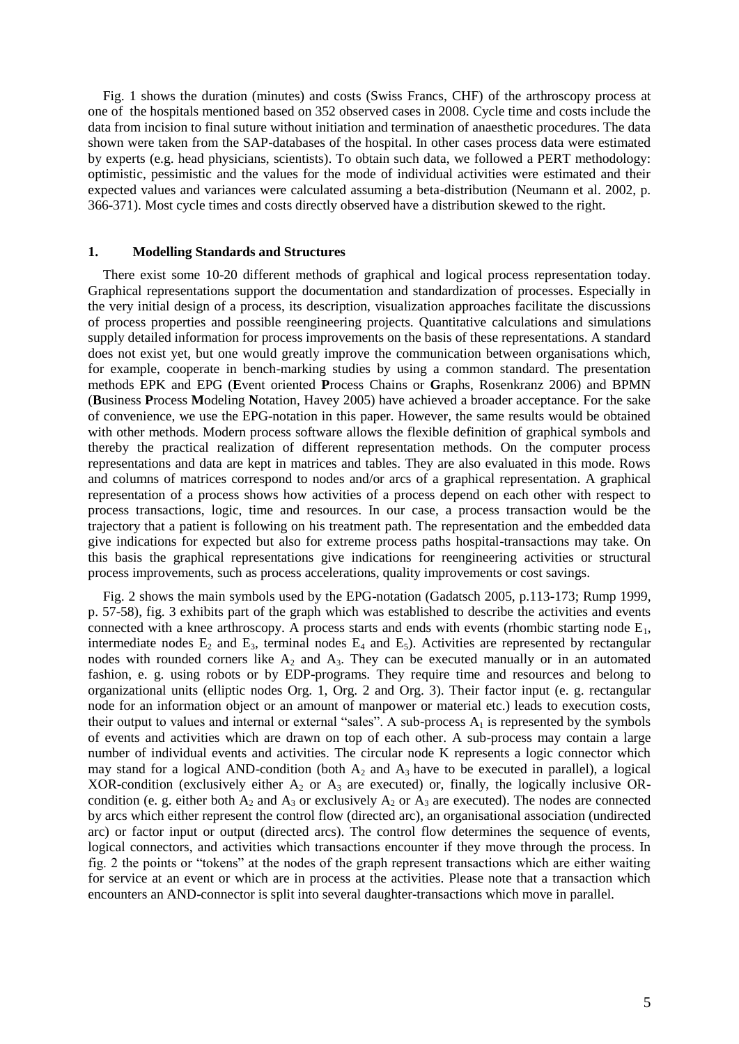Fig. 1 shows the duration (minutes) and costs (Swiss Francs, CHF) of the arthroscopy process at one of the hospitals mentioned based on 352 observed cases in 2008. Cycle time and costs include the data from incision to final suture without initiation and termination of anaesthetic procedures. The data shown were taken from the SAP-databases of the hospital. In other cases process data were estimated by experts (e.g. head physicians, scientists). To obtain such data, we followed a PERT methodology: optimistic, pessimistic and the values for the mode of individual activities were estimated and their expected values and variances were calculated assuming a beta-distribution (Neumann et al. 2002, p. 366-371). Most cycle times and costs directly observed have a distribution skewed to the right.

## 1. Modelling Standards and Structures

There exist some 10-20 different methods of graphical and logical process representation today. Graphical representations support the documentation and standardization of processes. Especially in the very initial design of a process, its description, visualization approaches facilitate the discussions of process properties and possible reengineering projects. Quantitative calculations and simulations supply detailed information for process improvements on the basis of these representations. A standard does not exist yet, but one would greatly improve the communication between organisations which, for example, cooperate in bench-marking studies by using a common standard. The presentation methods EPK and EPG (**E**vent oriented **P**rocess Chains or **G**raphs, Rosenkranz 2006) and BPMN (**B**usiness **P**rocess **M**odeling **N**otation, Havey 2005) have achieved a broader acceptance. For the sake of convenience, we use the EPG-notation in this paper. However, the same results would be obtained with other methods. Modern process software allows the flexible definition of graphical symbols and thereby the practical realization of different representation methods. On the computer process representations and data are kept in matrices and tables. They are also evaluated in this mode. Rows and columns of matrices correspond to nodes and/or arcs of a graphical representation. A graphical representation of a process shows how activities of a process depend on each other with respect to process transactions, logic, time and resources. In our case, a process transaction would be the trajectory that a patient is following on his treatment path. The representation and the embedded data give indications for expected but also for extreme process paths hospital-transactions may take. On this basis the graphical representations give indications for reengineering activities or structural process improvements, such as process accelerations, quality improvements or cost savings.

Fig. 2 shows the main symbols used by the EPG-notation (Gadatsch 2005, p.113-173; Rump 1999, p. 57-58), fig. 3 exhibits part of the graph which was established to describe the activities and events connected with a knee arthroscopy. A process starts and ends with events (rhombic starting node $E_1$, intermediate nodes $E_2$ and $E_3$, terminal nodes $E_4$ and $E_5$). Activities are represented by rectangular nodes with rounded corners like $A_2$ and $A_3$. They can be executed manually or in an automated fashion, e. g. using robots or by EDP-programs. They require time and resources and belong to organizational units (elliptic nodes Org. 1, Org. 2 and Org. 3). Their factor input (e. g. rectangular node for an information object or an amount of manpower or material etc.) leads to execution costs, their output to values and internal or external "sales". A sub-process $A_1$ is represented by the symbols of events and activities which are drawn on top of each other. A sub-process may contain a large number of individual events and activities. The circular node K represents a logic connector which may stand for a logical AND-condition (both $A_2$ and $A_3$ have to be executed in parallel), a logical XOR-condition (exclusively either $A_2$ or $A_3$ are executed) or, finally, the logically inclusive OR-condition (e. g. either both $A_2$ and $A_3$ or exclusively $A_2$ or $A_3$ are executed). The nodes are connected by arcs which either represent the control flow (directed arc), an organisational association (undirected arc) or factor input or output (directed arcs). The control flow determines the sequence of events, logical connectors, and activities which transactions encounter if they move through the process. In fig. 2 the points or "tokens" at the nodes of the graph represent transactions which are either waiting for service at an event or which are in process at the activities. Please note that a transaction which encounters an AND-connector is split into several daughter-transactions which move in parallel.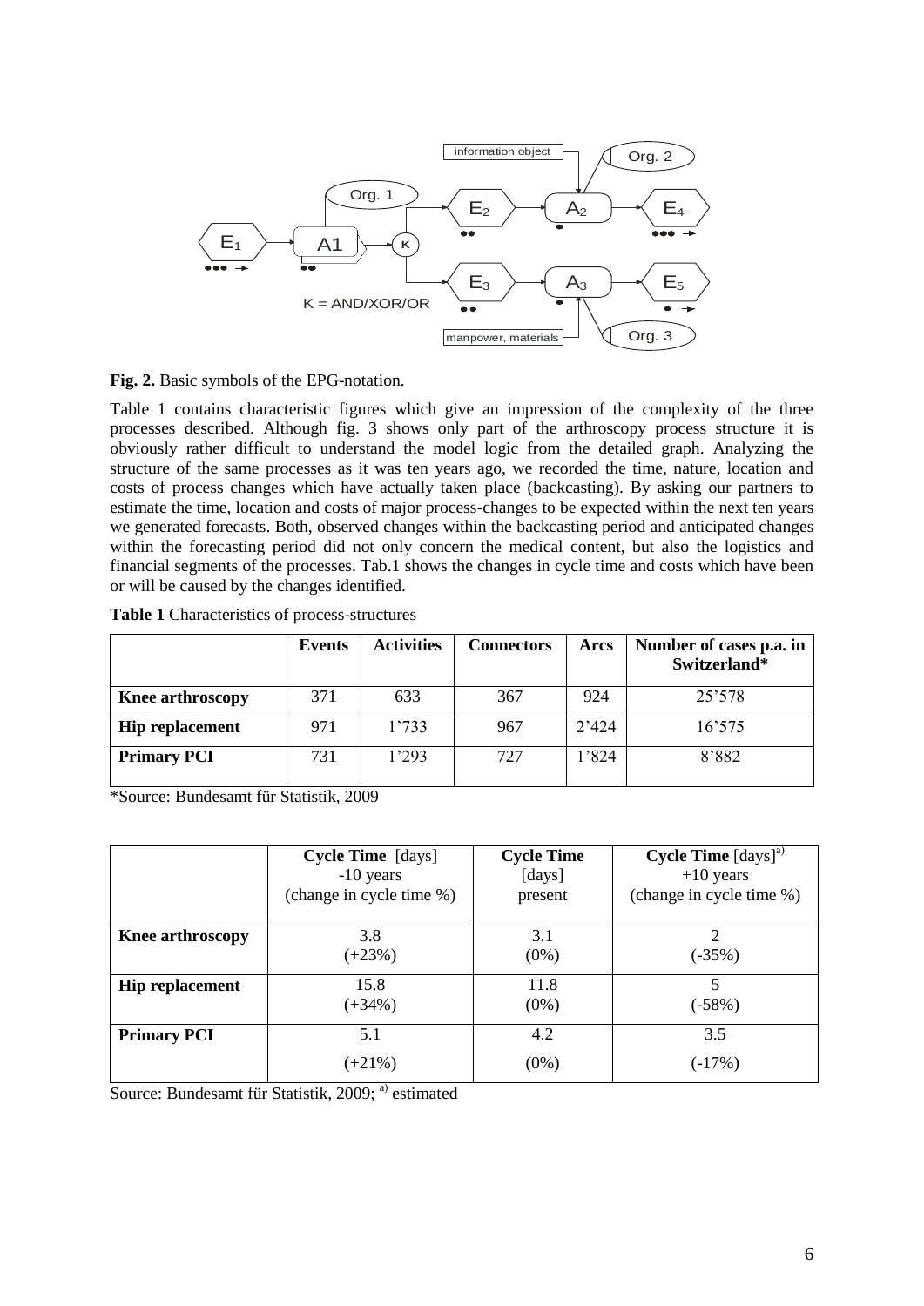**Fig. 2.** Basic symbols of the EPG-notation.

Table 1 contains characteristic figures which give an impression of the complexity of the three processes described. Although fig. 3 shows only part of the arthroscopy process structure it is obviously rather difficult to understand the model logic from the detailed graph. Analyzing the structure of the same processes as it was ten years ago, we recorded the time, nature, location and costs of process changes which have actually taken place (backcasting). By asking our partners to estimate the time, location and costs of major process-changes to be expected within the next ten years we generated forecasts. Both, observed changes within the backcasting period and anticipated changes within the forecasting period did not only concern the medical content, but also the logistics and financial segments of the processes. Tab.1 shows the changes in cycle time and costs which have been or will be caused by the changes identified.

**Table 1** Characteristics of process-structures

| | Events | Activities | Connectors | Arcs | Number of cases p.a. in Switzerland* |
|---|---|---|---|---|---|
| **Knee arthroscopy** | 371 | 633 | 367 | 924 | 25'578 |
| **Hip replacement** | 971 | 1'733 | 967 | 2'424 | 16'575 |
| **Primary PCI** | 731 | 1'293 | 727 | 1'824 | 8'882 |

*Source: Bundesamt für Statistik, 2009

| | **Cycle Time** [days] -10 years (change in cycle time %) | **Cycle Time** [days] present | **Cycle Time** [days][a)] +10 years (change in cycle time %) |
|---|---|---|---|
| **Knee arthroscopy** | 3.8 (+23%) | 3.1 (0%) | 2 (-35%) |
| **Hip replacement** | 15.8 (+34%) | 11.8 (0%) | 5 (-58%) |
| **Primary PCI** | 5.1 (+21%) | 4.2 (0%) | 3.5 (-17%) |

Source: Bundesamt für Statistik, 2009; [a)] estimated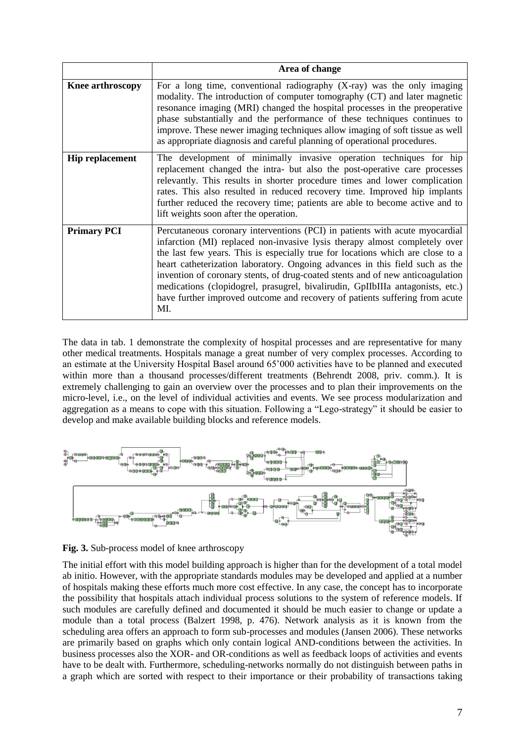| | Area of change |
|---|---|
| **Knee arthroscopy** | For a long time, conventional radiography (X-ray) was the only imaging modality. The introduction of computer tomography (CT) and later magnetic resonance imaging (MRI) changed the hospital processes in the preoperative phase substantially and the performance of these techniques continues to improve. These newer imaging techniques allow imaging of soft tissue as well as appropriate diagnosis and careful planning of operational procedures. |
| **Hip replacement** | The development of minimally invasive operation techniques for hip replacement changed the intra- but also the post-operative care processes relevantly. This results in shorter procedure times and lower complication rates. This also resulted in reduced recovery time. Improved hip implants further reduced the recovery time; patients are able to become active and to lift weights soon after the operation. |
| **Primary PCI** | Percutaneous coronary interventions (PCI) in patients with acute myocardial infarction (MI) replaced non-invasive lysis therapy almost completely over the last few years. This is especially true for locations which are close to a heart catheterization laboratory. Ongoing advances in this field such as the invention of coronary stents, of drug-coated stents and of new anticoagulation medications (clopidogrel, prasugrel, bivalirudin, GpIIbIIIa antagonists, etc.) have further improved outcome and recovery of patients suffering from acute MI. |

The data in tab. 1 demonstrate the complexity of hospital processes and are representative for many other medical treatments. Hospitals manage a great number of very complex processes. According to an estimate at the University Hospital Basel around 65'000 activities have to be planned and executed within more than a thousand processes/different treatments (Behrendt 2008, priv. comm.). It is extremely challenging to gain an overview over the processes and to plan their improvements on the micro-level, i.e., on the level of individual activities and events. We see process modularization and aggregation as a means to cope with this situation. Following a "Lego-strategy" it should be easier to develop and make available building blocks and reference models.

**Fig. 3.** Sub-process model of knee arthroscopy

The initial effort with this model building approach is higher than for the development of a total model ab initio. However, with the appropriate standards modules may be developed and applied at a number of hospitals making these efforts much more cost effective. In any case, the concept has to incorporate the possibility that hospitals attach individual process solutions to the system of reference models. If such modules are carefully defined and documented it should be much easier to change or update a module than a total process (Balzert 1998, p. 476). Network analysis as it is known from the scheduling area offers an approach to form sub-processes and modules (Jansen 2006). These networks are primarily based on graphs which only contain logical AND-conditions between the activities. In business processes also the XOR- and OR-conditions as well as feedback loops of activities and events have to be dealt with. Furthermore, scheduling-networks normally do not distinguish between paths in a graph which are sorted with respect to their importance or their probability of transactions taking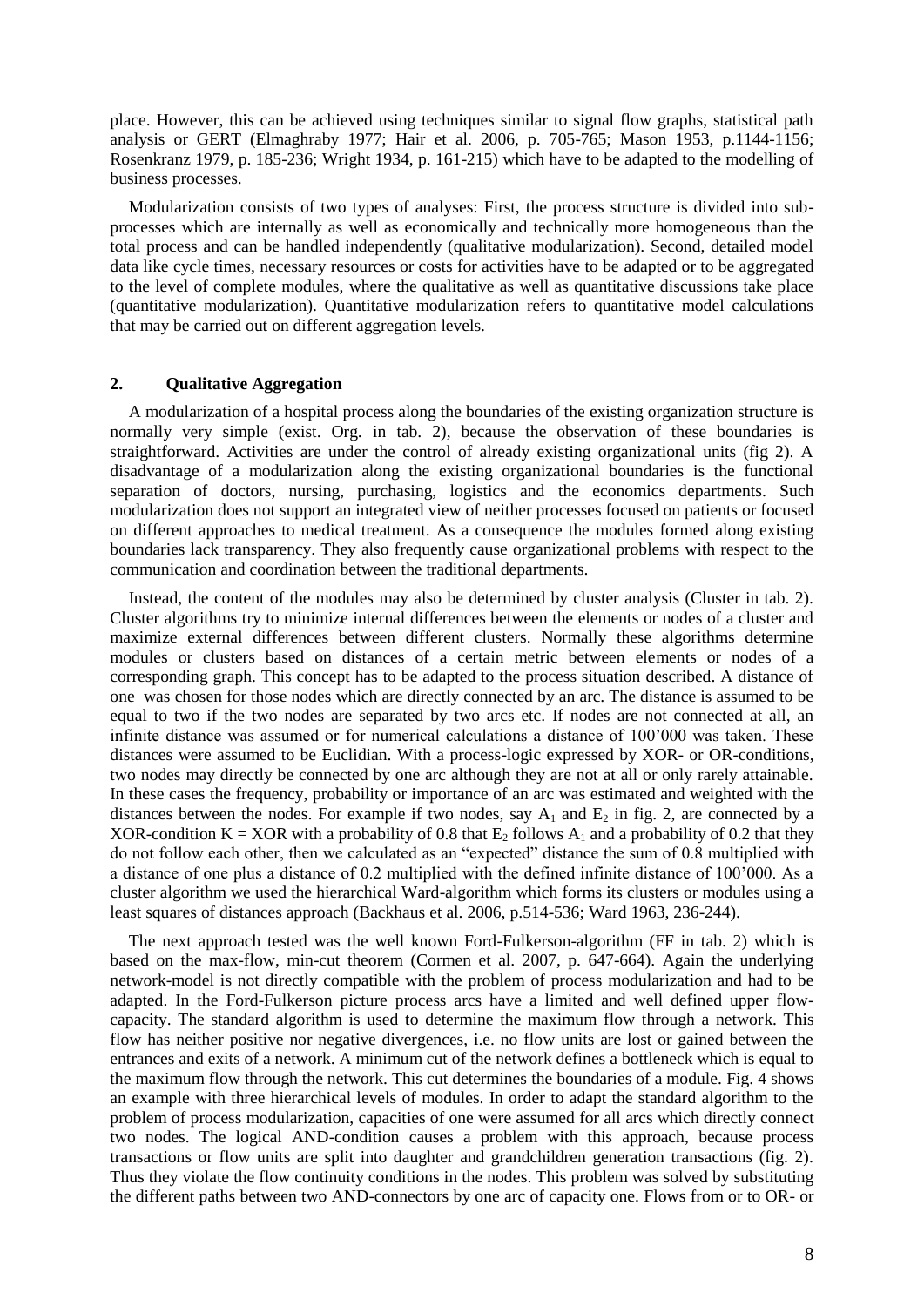place. However, this can be achieved using techniques similar to signal flow graphs, statistical path analysis or GERT (Elmaghraby 1977; Hair et al. 2006, p. 705-765; Mason 1953, p.1144-1156; Rosenkranz 1979, p. 185-236; Wright 1934, p. 161-215) which have to be adapted to the modelling of business processes.

Modularization consists of two types of analyses: First, the process structure is divided into sub-processes which are internally as well as economically and technically more homogeneous than the total process and can be handled independently (qualitative modularization). Second, detailed model data like cycle times, necessary resources or costs for activities have to be adapted or to be aggregated to the level of complete modules, where the qualitative as well as quantitative discussions take place (quantitative modularization). Quantitative modularization refers to quantitative model calculations that may be carried out on different aggregation levels.

## 2. Qualitative Aggregation

A modularization of a hospital process along the boundaries of the existing organization structure is normally very simple (exist. Org. in tab. 2), because the observation of these boundaries is straightforward. Activities are under the control of already existing organizational units (fig 2). A disadvantage of a modularization along the existing organizational boundaries is the functional separation of doctors, nursing, purchasing, logistics and the economics departments. Such modularization does not support an integrated view of neither processes focused on patients or focused on different approaches to medical treatment. As a consequence the modules formed along existing boundaries lack transparency. They also frequently cause organizational problems with respect to the communication and coordination between the traditional departments.

Instead, the content of the modules may also be determined by cluster analysis (Cluster in tab. 2). Cluster algorithms try to minimize internal differences between the elements or nodes of a cluster and maximize external differences between different clusters. Normally these algorithms determine modules or clusters based on distances of a certain metric between elements or nodes of a corresponding graph. This concept has to be adapted to the process situation described. A distance of one was chosen for those nodes which are directly connected by an arc. The distance is assumed to be equal to two if the two nodes are separated by two arcs etc. If nodes are not connected at all, an infinite distance was assumed or for numerical calculations a distance of 100'000 was taken. These distances were assumed to be Euclidian. With a process-logic expressed by XOR- or OR-conditions, two nodes may directly be connected by one arc although they are not at all or only rarely attainable. In these cases the frequency, probability or importance of an arc was estimated and weighted with the distances between the nodes. For example if two nodes, say $A_1$ and $E_2$ in fig. 2, are connected by a XOR-condition K = XOR with a probability of 0.8 that $E_2$ follows $A_1$ and a probability of 0.2 that they do not follow each other, then we calculated as an "expected" distance the sum of 0.8 multiplied with a distance of one plus a distance of 0.2 multiplied with the defined infinite distance of 100'000. As a cluster algorithm we used the hierarchical Ward-algorithm which forms its clusters or modules using a least squares of distances approach (Backhaus et al. 2006, p.514-536; Ward 1963, 236-244).

The next approach tested was the well known Ford-Fulkerson-algorithm (FF in tab. 2) which is based on the max-flow, min-cut theorem (Cormen et al. 2007, p. 647-664). Again the underlying network-model is not directly compatible with the problem of process modularization and had to be adapted. In the Ford-Fulkerson picture process arcs have a limited and well defined upper flow-capacity. The standard algorithm is used to determine the maximum flow through a network. This flow has neither positive nor negative divergences, i.e. no flow units are lost or gained between the entrances and exits of a network. A minimum cut of the network defines a bottleneck which is equal to the maximum flow through the network. This cut determines the boundaries of a module. Fig. 4 shows an example with three hierarchical levels of modules. In order to adapt the standard algorithm to the problem of process modularization, capacities of one were assumed for all arcs which directly connect two nodes. The logical AND-condition causes a problem with this approach, because process transactions or flow units are split into daughter and grandchildren generation transactions (fig. 2). Thus they violate the flow continuity conditions in the nodes. This problem was solved by substituting the different paths between two AND-connectors by one arc of capacity one. Flows from or to OR- or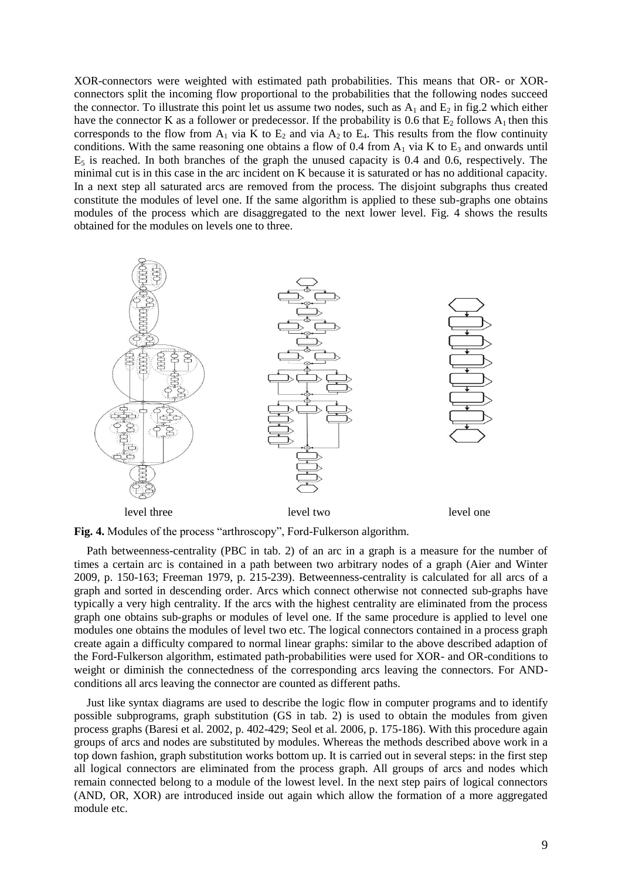XOR-connectors were weighted with estimated path probabilities. This means that OR- or XOR-connectors split the incoming flow proportional to the probabilities that the following nodes succeed the connector. To illustrate this point let us assume two nodes, such as $A_1$ and $E_2$ in fig.2 which either have the connector K as a follower or predecessor. If the probability is 0.6 that $E_2$ follows $A_1$ then this corresponds to the flow from $A_1$ via K to $E_2$ and via $A_2$ to $E_4$. This results from the flow continuity conditions. With the same reasoning one obtains a flow of 0.4 from $A_1$ via K to $E_3$ and onwards until $E_5$ is reached. In both branches of the graph the unused capacity is 0.4 and 0.6, respectively. The minimal cut is in this case in the arc incident on K because it is saturated or has no additional capacity. In a next step all saturated arcs are removed from the process. The disjoint subgraphs thus created constitute the modules of level one. If the same algorithm is applied to these sub-graphs one obtains modules of the process which are disaggregated to the next lower level. Fig. 4 shows the results obtained for the modules on levels one to three.

level three    level two    level one

**Fig. 4.** Modules of the process "arthroscopy", Ford-Fulkerson algorithm.

Path betweenness-centrality (PBC in tab. 2) of an arc in a graph is a measure for the number of times a certain arc is contained in a path between two arbitrary nodes of a graph (Aier and Winter 2009, p. 150-163; Freeman 1979, p. 215-239). Betweenness-centrality is calculated for all arcs of a graph and sorted in descending order. Arcs which connect otherwise not connected sub-graphs have typically a very high centrality. If the arcs with the highest centrality are eliminated from the process graph one obtains sub-graphs or modules of level one. If the same procedure is applied to level one modules one obtains the modules of level two etc. The logical connectors contained in a process graph create again a difficulty compared to normal linear graphs: similar to the above described adaption of the Ford-Fulkerson algorithm, estimated path-probabilities were used for XOR- and OR-conditions to weight or diminish the connectedness of the corresponding arcs leaving the connectors. For AND-conditions all arcs leaving the connector are counted as different paths.

Just like syntax diagrams are used to describe the logic flow in computer programs and to identify possible subprograms, graph substitution (GS in tab. 2) is used to obtain the modules from given process graphs (Baresi et al. 2002, p. 402-429; Seol et al. 2006, p. 175-186). With this procedure again groups of arcs and nodes are substituted by modules. Whereas the methods described above work in a top down fashion, graph substitution works bottom up. It is carried out in several steps: in the first step all logical connectors are eliminated from the process graph. All groups of arcs and nodes which remain connected belong to a module of the lowest level. In the next step pairs of logical connectors (AND, OR, XOR) are introduced inside out again which allow the formation of a more aggregated module etc.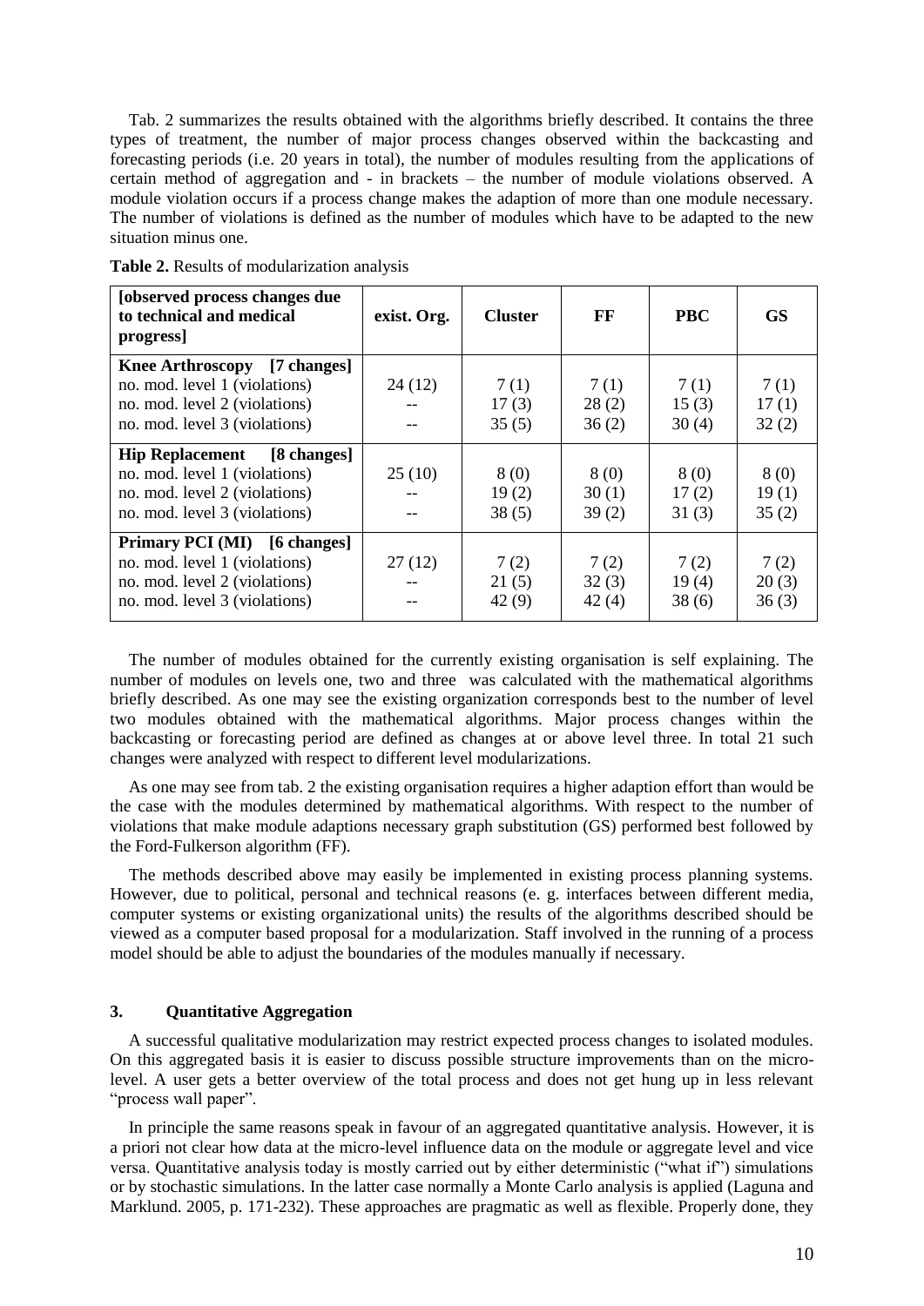Tab. 2 summarizes the results obtained with the algorithms briefly described. It contains the three types of treatment, the number of major process changes observed within the backcasting and forecasting periods (i.e. 20 years in total), the number of modules resulting from the applications of certain method of aggregation and - in brackets – the number of module violations observed. A module violation occurs if a process change makes the adaption of more than one module necessary. The number of violations is defined as the number of modules which have to be adapted to the new situation minus one.

**Table 2.** Results of modularization analysis

| **[observed process changes due to technical and medical progress]** | **exist. Org.** | **Cluster** | **FF** | **PBC** | **GS** |
|---|---|---|---|---|---|
| **Knee Arthroscopy [7 changes]** | | | | | |
| no. mod. level 1 (violations) | 24 (12) | 7 (1) | 7 (1) | 7 (1) | 7 (1) |
| no. mod. level 2 (violations) | -- | 17 (3) | 28 (2) | 15 (3) | 17 (1) |
| no. mod. level 3 (violations) | -- | 35 (5) | 36 (2) | 30 (4) | 32 (2) |
| **Hip Replacement [8 changes]** | | | | | |
| no. mod. level 1 (violations) | 25 (10) | 8 (0) | 8 (0) | 8 (0) | 8 (0) |
| no. mod. level 2 (violations) | -- | 19 (2) | 30 (1) | 17 (2) | 19 (1) |
| no. mod. level 3 (violations) | -- | 38 (5) | 39 (2) | 31 (3) | 35 (2) |
| **Primary PCI (MI) [6 changes]** | | | | | |
| no. mod. level 1 (violations) | 27 (12) | 7 (2) | 7 (2) | 7 (2) | 7 (2) |
| no. mod. level 2 (violations) | -- | 21 (5) | 32 (3) | 19 (4) | 20 (3) |
| no. mod. level 3 (violations) | -- | 42 (9) | 42 (4) | 38 (6) | 36 (3) |

The number of modules obtained for the currently existing organisation is self explaining. The number of modules on levels one, two and three was calculated with the mathematical algorithms briefly described. As one may see the existing organization corresponds best to the number of level two modules obtained with the mathematical algorithms. Major process changes within the backcasting or forecasting period are defined as changes at or above level three. In total 21 such changes were analyzed with respect to different level modularizations.

As one may see from tab. 2 the existing organisation requires a higher adaption effort than would be the case with the modules determined by mathematical algorithms. With respect to the number of violations that make module adaptions necessary graph substitution (GS) performed best followed by the Ford-Fulkerson algorithm (FF).

The methods described above may easily be implemented in existing process planning systems. However, due to political, personal and technical reasons (e. g. interfaces between different media, computer systems or existing organizational units) the results of the algorithms described should be viewed as a computer based proposal for a modularization. Staff involved in the running of a process model should be able to adjust the boundaries of the modules manually if necessary.

## 3. Quantitative Aggregation

A successful qualitative modularization may restrict expected process changes to isolated modules. On this aggregated basis it is easier to discuss possible structure improvements than on the micro-level. A user gets a better overview of the total process and does not get hung up in less relevant "process wall paper".

In principle the same reasons speak in favour of an aggregated quantitative analysis. However, it is a priori not clear how data at the micro-level influence data on the module or aggregate level and vice versa. Quantitative analysis today is mostly carried out by either deterministic ("what if") simulations or by stochastic simulations. In the latter case normally a Monte Carlo analysis is applied (Laguna and Marklund. 2005, p. 171-232). These approaches are pragmatic as well as flexible. Properly done, they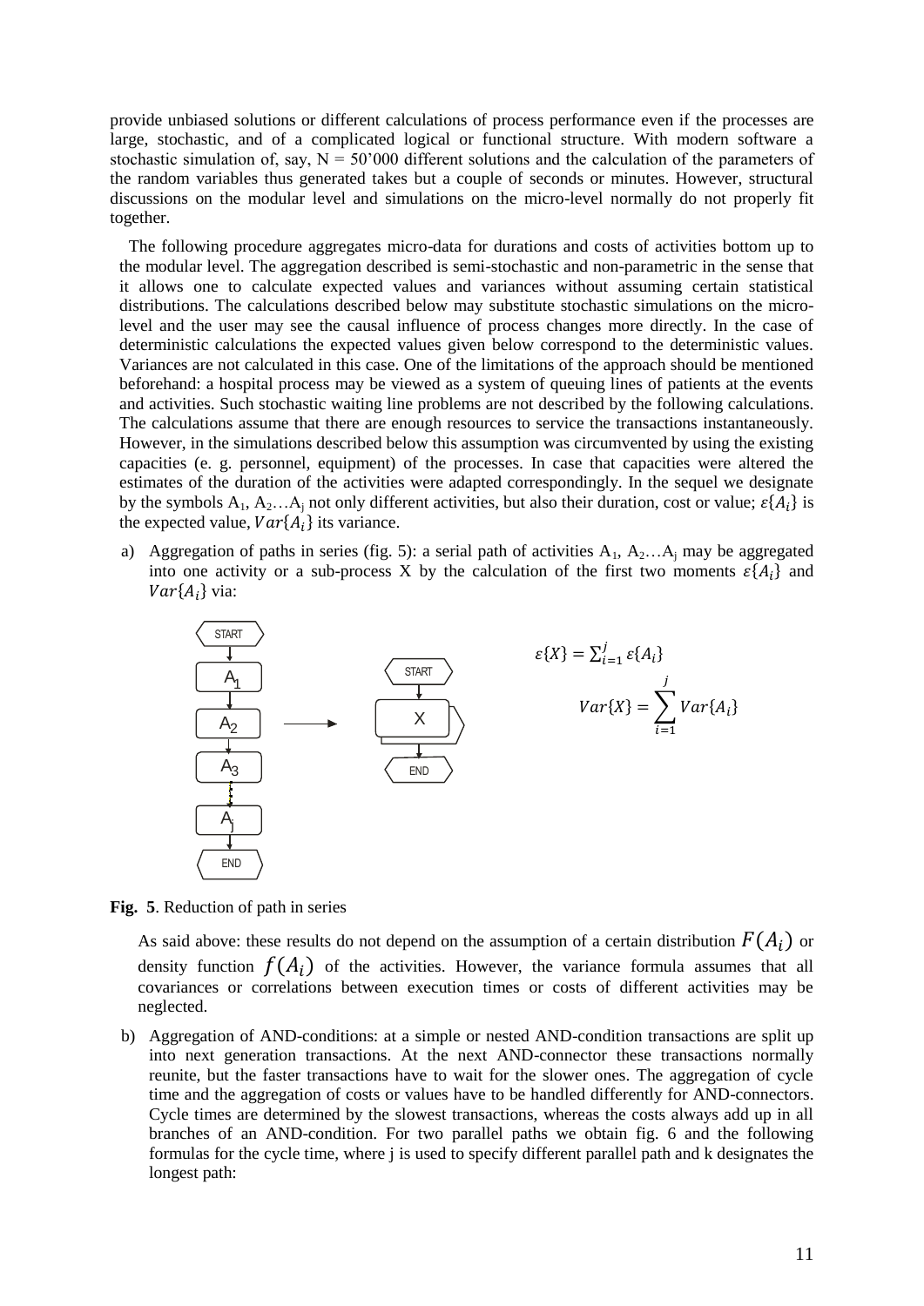provide unbiased solutions or different calculations of process performance even if the processes are large, stochastic, and of a complicated logical or functional structure. With modern software a stochastic simulation of, say, N = 50'000 different solutions and the calculation of the parameters of the random variables thus generated takes but a couple of seconds or minutes. However, structural discussions on the modular level and simulations on the micro-level normally do not properly fit together.

The following procedure aggregates micro-data for durations and costs of activities bottom up to the modular level. The aggregation described is semi-stochastic and non-parametric in the sense that it allows one to calculate expected values and variances without assuming certain statistical distributions. The calculations described below may substitute stochastic simulations on the micro-level and the user may see the causal influence of process changes more directly. In the case of deterministic calculations the expected values given below correspond to the deterministic values. Variances are not calculated in this case. One of the limitations of the approach should be mentioned beforehand: a hospital process may be viewed as a system of queuing lines of patients at the events and activities. Such stochastic waiting line problems are not described by the following calculations. The calculations assume that there are enough resources to service the transactions instantaneously. However, in the simulations described below this assumption was circumvented by using the existing capacities (e. g. personnel, equipment) of the processes. In case that capacities were altered the estimates of the duration of the activities were adapted correspondingly. In the sequel we designate by the symbols $A_1$, $A_2 \ldots A_j$ not only different activities, but also their duration, cost or value; $\varepsilon\{A_i\}$ is the expected value, $Var\{A_i\}$ its variance.

a) Aggregation of paths in series (fig. 5): a serial path of activities $A_1$, $A_2 \ldots A_j$ may be aggregated into one activity or a sub-process X by the calculation of the first two moments $\varepsilon\{A_i\}$ and $Var\{A_i\}$ via:

$$\varepsilon\{X\} = \sum_{i=1}^{j} \varepsilon\{A_i\}$$

$$Var\{X\} = \sum_{i=1}^{j} Var\{A_i\}$$

**Fig. 5**. Reduction of path in series

As said above: these results do not depend on the assumption of a certain distribution $F(A_i)$ or density function $f(A_i)$ of the activities. However, the variance formula assumes that all covariances or correlations between execution times or costs of different activities may be neglected.

b) Aggregation of AND-conditions: at a simple or nested AND-condition transactions are split up into next generation transactions. At the next AND-connector these transactions normally reunite, but the faster transactions have to wait for the slower ones. The aggregation of cycle time and the aggregation of costs or values have to be handled differently for AND-connectors. Cycle times are determined by the slowest transactions, whereas the costs always add up in all branches of an AND-condition. For two parallel paths we obtain fig. 6 and the following formulas for the cycle time, where j is used to specify different parallel path and k designates the longest path: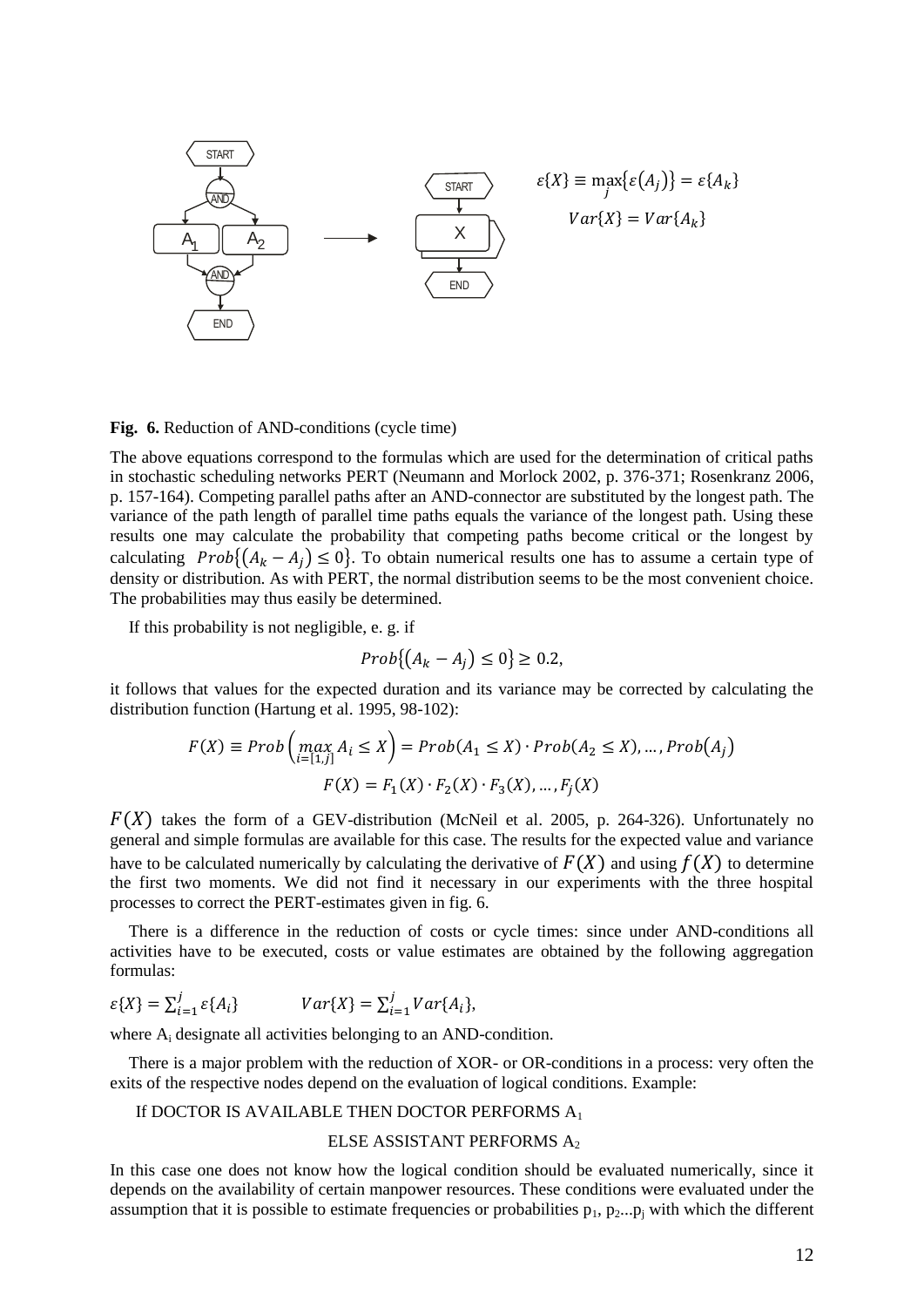$$\varepsilon\{X\} \equiv \max_j \{\varepsilon(A_j)\} = \varepsilon\{A_k\}$$

$$Var\{X\} = Var\{A_k\}$$

**Fig. 6.** Reduction of AND-conditions (cycle time)

The above equations correspond to the formulas which are used for the determination of critical paths in stochastic scheduling networks PERT (Neumann and Morlock 2002, p. 376-371; Rosenkranz 2006, p. 157-164). Competing parallel paths after an AND-connector are substituted by the longest path. The variance of the path length of parallel time paths equals the variance of the longest path. Using these results one may calculate the probability that competing paths become critical or the longest by calculating $Prob\{(A_k - A_j) \leq 0\}$. To obtain numerical results one has to assume a certain type of density or distribution. As with PERT, the normal distribution seems to be the most convenient choice. The probabilities may thus easily be determined.

If this probability is not negligible, e. g. if

$$Prob\{(A_k - A_j) \leq 0\} \geq 0.2,$$

it follows that values for the expected duration and its variance may be corrected by calculating the distribution function (Hartung et al. 1995, 98-102):

$$F(X) \equiv Prob\left(\max_{i=[1,j]} A_i \leq X\right) = Prob(A_1 \leq X) \cdot Prob(A_2 \leq X), \dots, Prob(A_j)$$

$$F(X) = F_1(X) \cdot F_2(X) \cdot F_3(X), \dots, F_j(X)$$

$F(X)$ takes the form of a GEV-distribution (McNeil et al. 2005, p. 264-326). Unfortunately no general and simple formulas are available for this case. The results for the expected value and variance have to be calculated numerically by calculating the derivative of $F(X)$ and using $f(X)$ to determine the first two moments. We did not find it necessary in our experiments with the three hospital processes to correct the PERT-estimates given in fig. 6.

There is a difference in the reduction of costs or cycle times: since under AND-conditions all activities have to be executed, costs or value estimates are obtained by the following aggregation formulas:

$$\varepsilon\{X\} = \sum_{i=1}^{j} \varepsilon\{A_i\} \qquad Var\{X\} = \sum_{i=1}^{j} Var\{A_i\},$$

where $A_i$ designate all activities belonging to an AND-condition.

There is a major problem with the reduction of XOR- or OR-conditions in a process: very often the exits of the respective nodes depend on the evaluation of logical conditions. Example:

If DOCTOR IS AVAILABLE THEN DOCTOR PERFORMS $A_1$

ELSE ASSISTANT PERFORMS $A_2$

In this case one does not know how the logical condition should be evaluated numerically, since it depends on the availability of certain manpower resources. These conditions were evaluated under the assumption that it is possible to estimate frequencies or probabilities $p_1, p_2 \dots p_j$ with which the different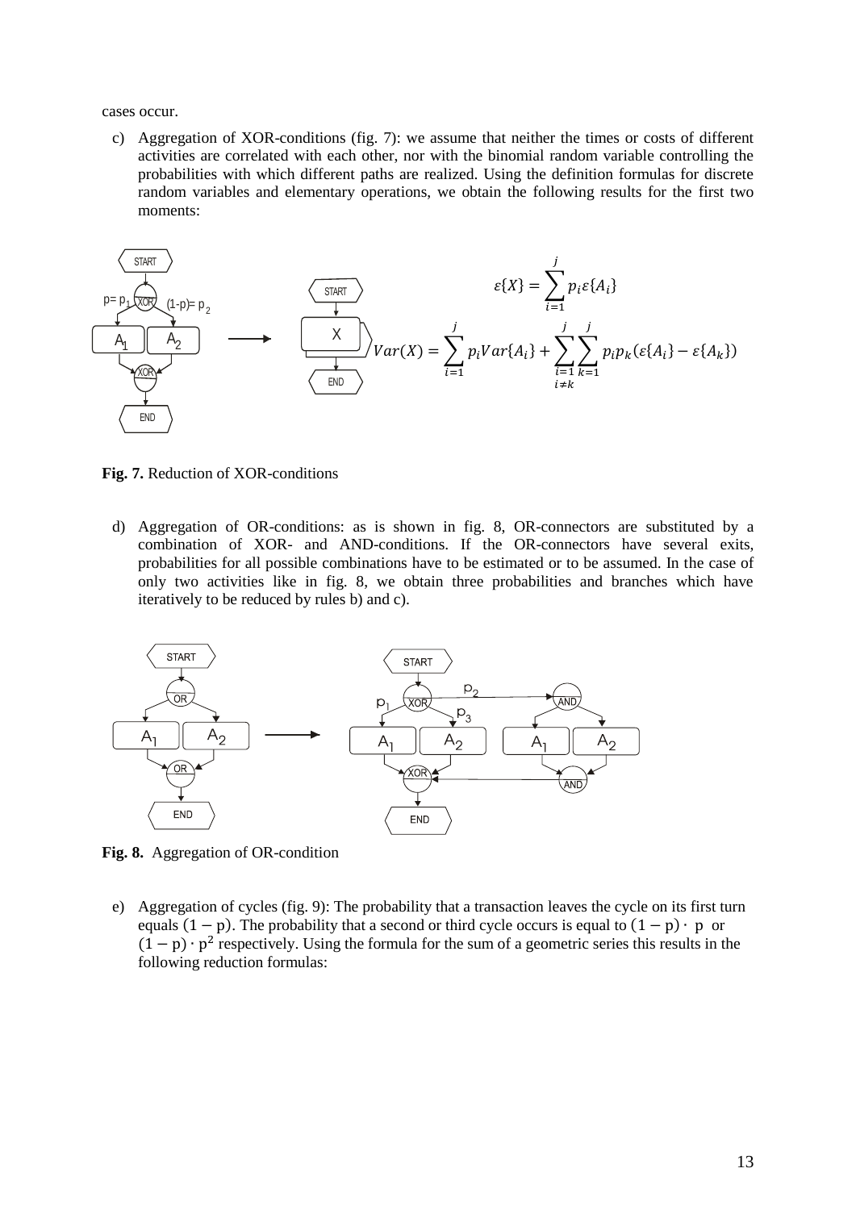cases occur.

c) Aggregation of XOR-conditions (fig. 7): we assume that neither the times or costs of different activities are correlated with each other, nor with the binomial random variable controlling the probabilities with which different paths are realized. Using the definition formulas for discrete random variables and elementary operations, we obtain the following results for the first two moments:

$$\varepsilon\{X\} = \sum_{i=1}^{j} p_i \varepsilon\{A_i\}$$

$$Var(X) = \sum_{i=1}^{j} p_i Var\{A_i\} + \sum_{\substack{i=1 \\ i \neq k}}^{j} \sum_{k=1}^{j} p_i p_k (\varepsilon\{A_i\} - \varepsilon\{A_k\})$$

**Fig. 7.** Reduction of XOR-conditions

d) Aggregation of OR-conditions: as is shown in fig. 8, OR-connectors are substituted by a combination of XOR- and AND-conditions. If the OR-connectors have several exits, probabilities for all possible combinations have to be estimated or to be assumed. In the case of only two activities like in fig. 8, we obtain three probabilities and branches which have iteratively to be reduced by rules b) and c).

**Fig. 8.** Aggregation of OR-condition

e) Aggregation of cycles (fig. 9): The probability that a transaction leaves the cycle on its first turn equals $(1 - p)$. The probability that a second or third cycle occurs is equal to $(1 - p) \cdot p$ or $(1 - p) \cdot p^2$ respectively. Using the formula for the sum of a geometric series this results in the following reduction formulas: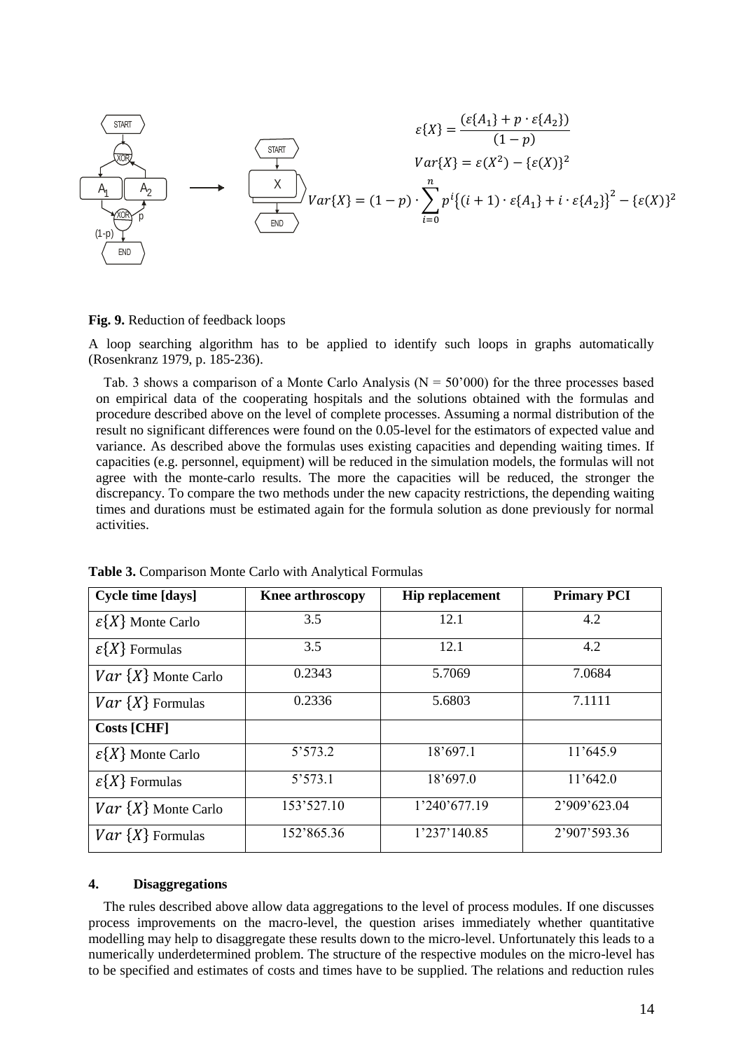$$\varepsilon\{X\} = \frac{(\varepsilon\{A_1\} + p \cdot \varepsilon\{A_2\})}{(1-p)}$$

$$Var\{X\} = \varepsilon(X^2) - \{\varepsilon(X)\}^2$$

$$Var\{X\} = (1-p) \cdot \sum_{i=0}^{n} p^i \{(i+1) \cdot \varepsilon\{A_1\} + i \cdot \varepsilon\{A_2\}\}^2 - \{\varepsilon(X)\}^2$$

**Fig. 9.** Reduction of feedback loops

A loop searching algorithm has to be applied to identify such loops in graphs automatically (Rosenkranz 1979, p. 185-236).

Tab. 3 shows a comparison of a Monte Carlo Analysis (N = 50'000) for the three processes based on empirical data of the cooperating hospitals and the solutions obtained with the formulas and procedure described above on the level of complete processes. Assuming a normal distribution of the result no significant differences were found on the 0.05-level for the estimators of expected value and variance. As described above the formulas uses existing capacities and depending waiting times. If capacities (e.g. personnel, equipment) will be reduced in the simulation models, the formulas will not agree with the monte-carlo results. The more the capacities will be reduced, the stronger the discrepancy. To compare the two methods under the new capacity restrictions, the depending waiting times and durations must be estimated again for the formula solution as done previously for normal activities.

**Table 3.** Comparison Monte Carlo with Analytical Formulas

| **Cycle time [days]** | **Knee arthroscopy** | **Hip replacement** | **Primary PCI** |
|---|---|---|---|
| $\varepsilon\{X\}$ Monte Carlo | 3.5 | 12.1 | 4.2 |
| $\varepsilon\{X\}$ Formulas | 3.5 | 12.1 | 4.2 |
| $Var\{X\}$ Monte Carlo | 0.2343 | 5.7069 | 7.0684 |
| $Var\{X\}$ Formulas | 0.2336 | 5.6803 | 7.1111 |
| **Costs [CHF]** | | | |
| $\varepsilon\{X\}$ Monte Carlo | 5'573.2 | 18'697.1 | 11'645.9 |
| $\varepsilon\{X\}$ Formulas | 5'573.1 | 18'697.0 | 11'642.0 |
| $Var\{X\}$ Monte Carlo | 153'527.10 | 1'240'677.19 | 2'909'623.04 |
| $Var\{X\}$ Formulas | 152'865.36 | 1'237'140.85 | 2'907'593.36 |

## 4. Disaggregations

The rules described above allow data aggregations to the level of process modules. If one discusses process improvements on the macro-level, the question arises immediately whether quantitative modelling may help to disaggregate these results down to the micro-level. Unfortunately this leads to a numerically underdetermined problem. The structure of the respective modules on the micro-level has to be specified and estimates of costs and times have to be supplied. The relations and reduction rules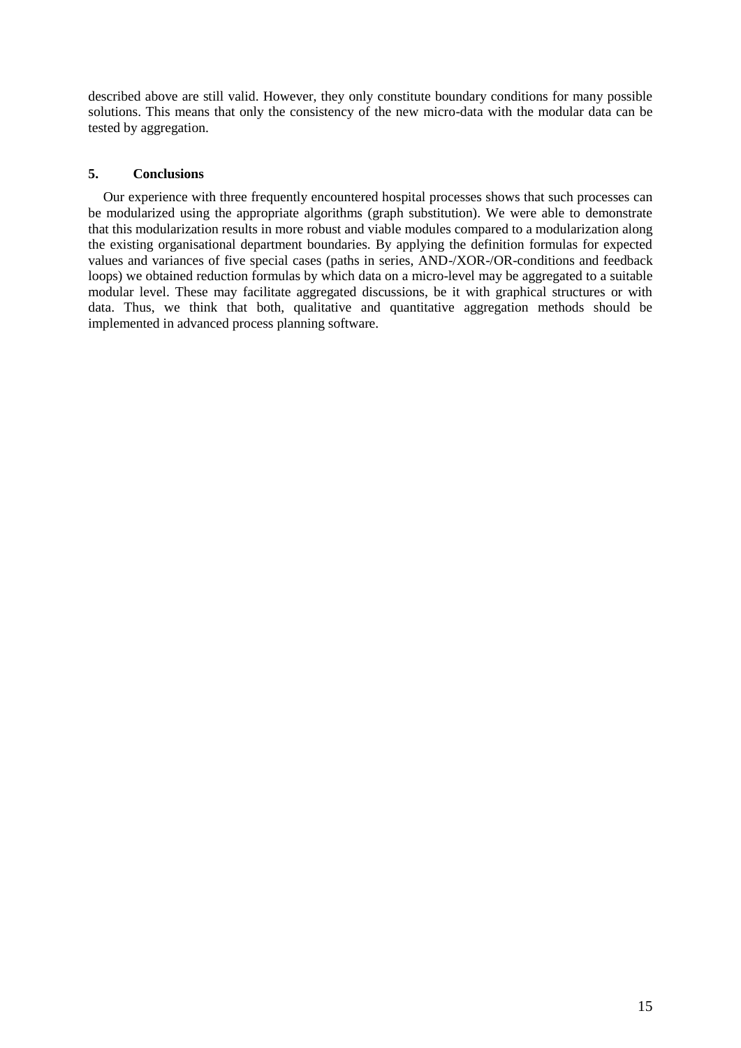described above are still valid. However, they only constitute boundary conditions for many possible solutions. This means that only the consistency of the new micro-data with the modular data can be tested by aggregation.

## 5. Conclusions

Our experience with three frequently encountered hospital processes shows that such processes can be modularized using the appropriate algorithms (graph substitution). We were able to demonstrate that this modularization results in more robust and viable modules compared to a modularization along the existing organisational department boundaries. By applying the definition formulas for expected values and variances of five special cases (paths in series, AND-/XOR-/OR-conditions and feedback loops) we obtained reduction formulas by which data on a micro-level may be aggregated to a suitable modular level. These may facilitate aggregated discussions, be it with graphical structures or with data. Thus, we think that both, qualitative and quantitative aggregation methods should be implemented in advanced process planning software.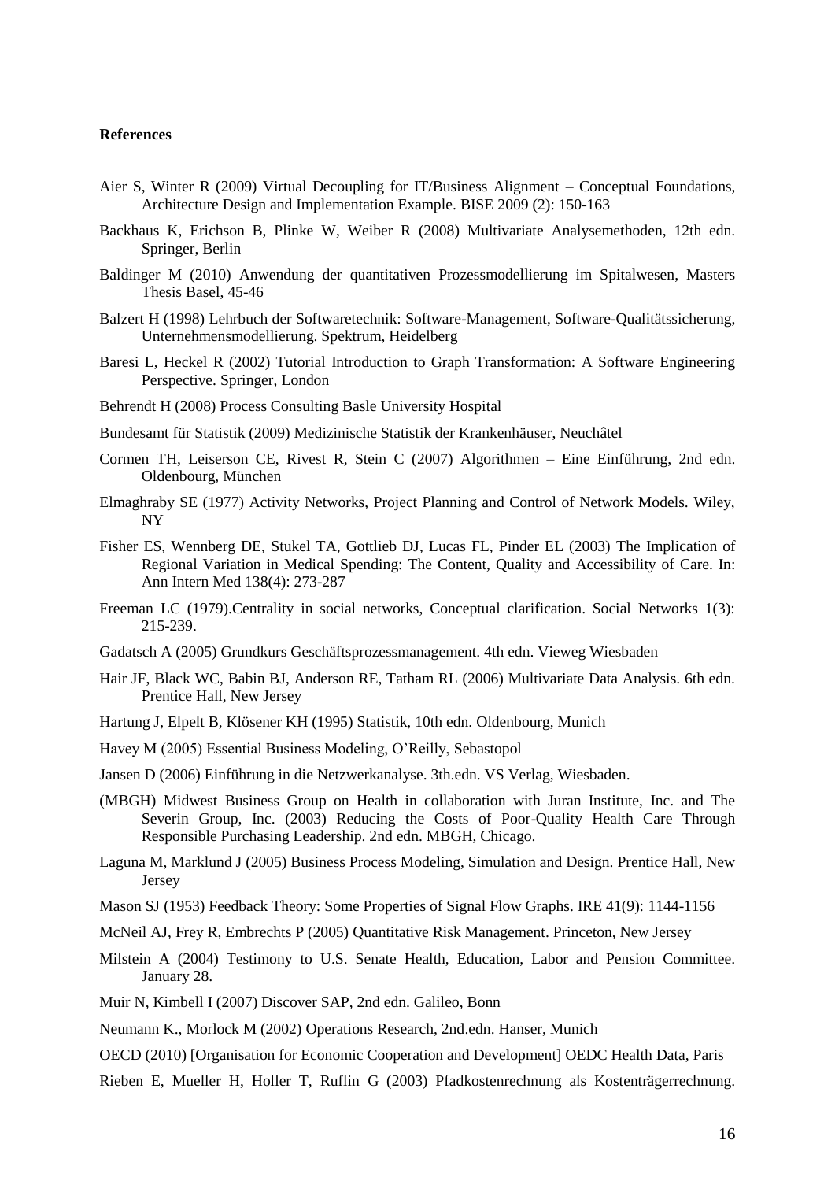**References**

Aier S, Winter R (2009) Virtual Decoupling for IT/Business Alignment – Conceptual Foundations, Architecture Design and Implementation Example. BISE 2009 (2): 150-163

Backhaus K, Erichson B, Plinke W, Weiber R (2008) Multivariate Analysemethoden, 12th edn. Springer, Berlin

Baldinger M (2010) Anwendung der quantitativen Prozessmodellierung im Spitalwesen, Masters Thesis Basel, 45-46

Balzert H (1998) Lehrbuch der Softwaretechnik: Software-Management, Software-Qualitätssicherung, Unternehmensmodellierung. Spektrum, Heidelberg

Baresi L, Heckel R (2002) Tutorial Introduction to Graph Transformation: A Software Engineering Perspective. Springer, London

Behrendt H (2008) Process Consulting Basle University Hospital

Bundesamt für Statistik (2009) Medizinische Statistik der Krankenhäuser, Neuchâtel

Cormen TH, Leiserson CE, Rivest R, Stein C (2007) Algorithmen – Eine Einführung, 2nd edn. Oldenbourg, München

Elmaghraby SE (1977) Activity Networks, Project Planning and Control of Network Models. Wiley, NY

Fisher ES, Wennberg DE, Stukel TA, Gottlieb DJ, Lucas FL, Pinder EL (2003) The Implication of Regional Variation in Medical Spending: The Content, Quality and Accessibility of Care. In: Ann Intern Med 138(4): 273-287

Freeman LC (1979).Centrality in social networks, Conceptual clarification. Social Networks 1(3): 215-239.

Gadatsch A (2005) Grundkurs Geschäftsprozessmanagement. 4th edn. Vieweg Wiesbaden

Hair JF, Black WC, Babin BJ, Anderson RE, Tatham RL (2006) Multivariate Data Analysis. 6th edn. Prentice Hall, New Jersey

Hartung J, Elpelt B, Klösener KH (1995) Statistik, 10th edn. Oldenbourg, Munich

Havey M (2005) Essential Business Modeling, O'Reilly, Sebastopol

Jansen D (2006) Einführung in die Netzwerkanalyse. 3th.edn. VS Verlag, Wiesbaden.

(MBGH) Midwest Business Group on Health in collaboration with Juran Institute, Inc. and The Severin Group, Inc. (2003) Reducing the Costs of Poor-Quality Health Care Through Responsible Purchasing Leadership. 2nd edn. MBGH, Chicago.

Laguna M, Marklund J (2005) Business Process Modeling, Simulation and Design. Prentice Hall, New Jersey

Mason SJ (1953) Feedback Theory: Some Properties of Signal Flow Graphs. IRE 41(9): 1144-1156

McNeil AJ, Frey R, Embrechts P (2005) Quantitative Risk Management. Princeton, New Jersey

Milstein A (2004) Testimony to U.S. Senate Health, Education, Labor and Pension Committee. January 28.

Muir N, Kimbell I (2007) Discover SAP, 2nd edn. Galileo, Bonn

Neumann K., Morlock M (2002) Operations Research, 2nd.edn. Hanser, Munich

OECD (2010) [Organisation for Economic Cooperation and Development] OEDC Health Data, Paris

Rieben E, Mueller H, Holler T, Ruflin G (2003) Pfadkostenrechnung als Kostenträgerrechnung.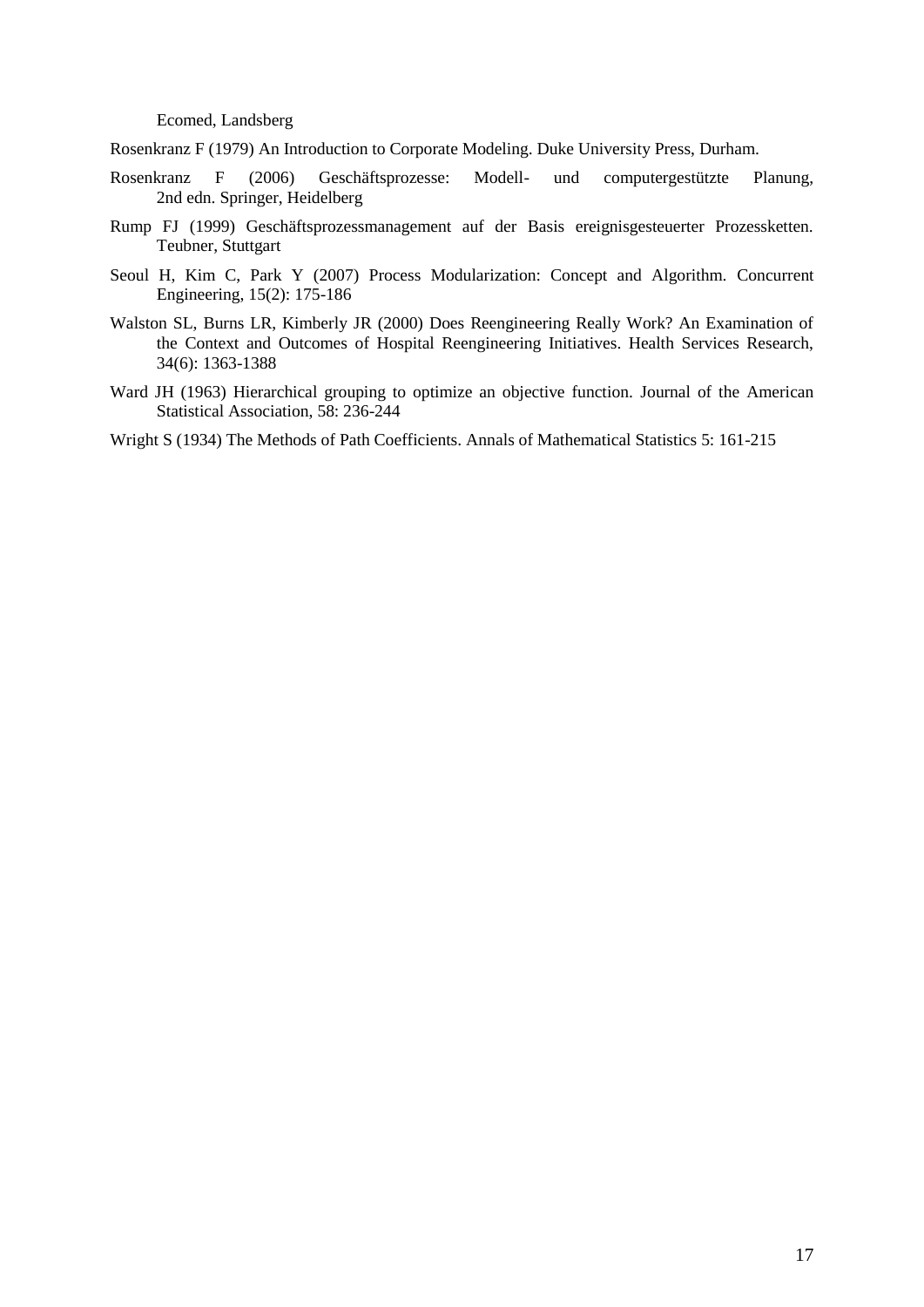Ecomed, Landsberg

Rosenkranz F (1979) An Introduction to Corporate Modeling. Duke University Press, Durham.

Rosenkranz F (2006) Geschäftsprozesse: Modell- und computergestützte Planung, 2nd edn. Springer, Heidelberg

Rump FJ (1999) Geschäftsprozessmanagement auf der Basis ereignisgesteuerter Prozessketten. Teubner, Stuttgart

Seoul H, Kim C, Park Y (2007) Process Modularization: Concept and Algorithm. Concurrent Engineering, 15(2): 175-186

Walston SL, Burns LR, Kimberly JR (2000) Does Reengineering Really Work? An Examination of the Context and Outcomes of Hospital Reengineering Initiatives. Health Services Research, 34(6): 1363-1388

Ward JH (1963) Hierarchical grouping to optimize an objective function. Journal of the American Statistical Association, 58: 236-244

Wright S (1934) The Methods of Path Coefficients. Annals of Mathematical Statistics 5: 161-215